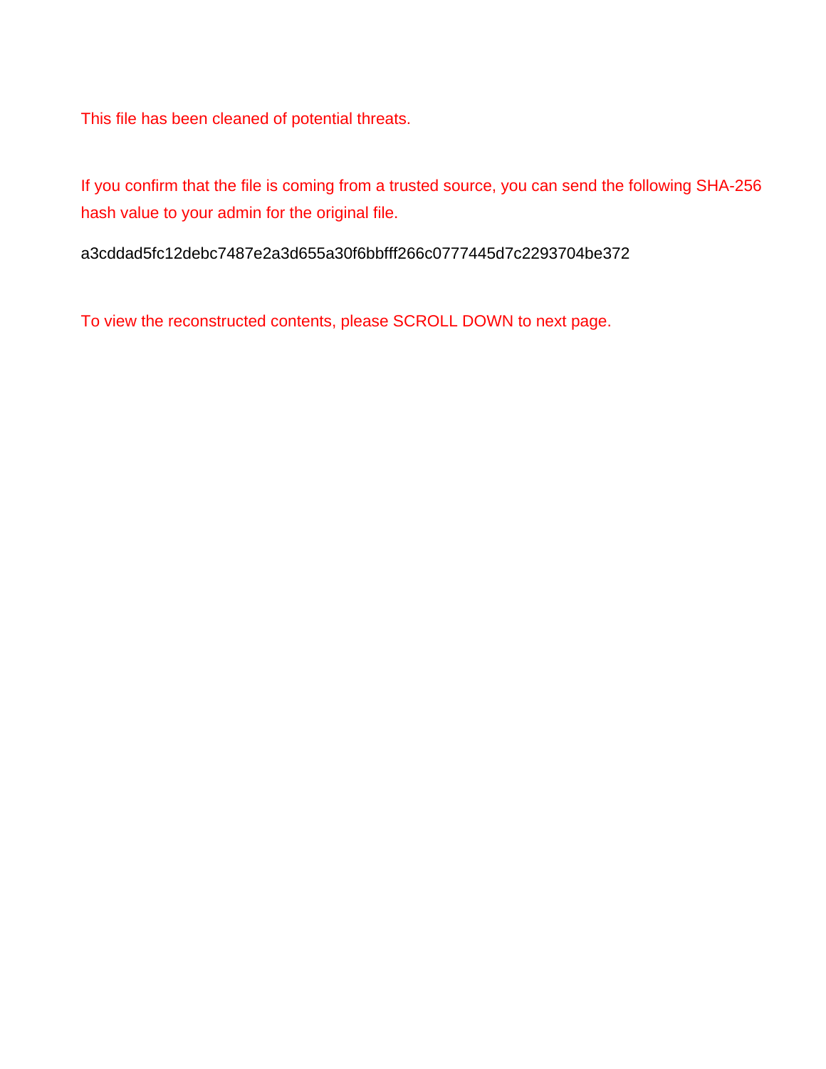This file has been cleaned of potential threats.

If you confirm that the file is coming from a trusted source, you can send the following SHA-256 hash value to your admin for the original file.

a3cddad5fc12debc7487e2a3d655a30f6bbfff266c0777445d7c2293704be372

To view the reconstructed contents, please SCROLL DOWN to next page.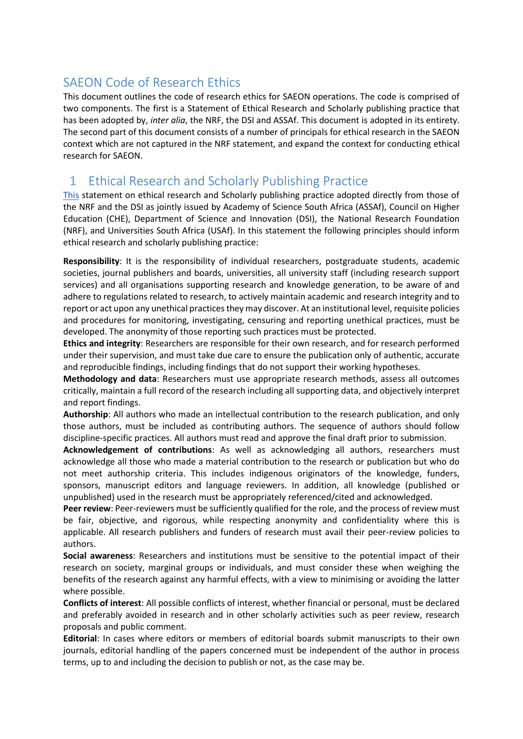# SAEON Code of Research Ethics

This document outlines the code of research ethics for SAEON operations. The code is comprised of two components. The first is a Statement of Ethical Research and Scholarly publishing practice that has been adopted by, *inter alia*, the NRF, the DSI and ASSAf. This document is adopted in its entirety. The second part of this document consists of a number of principals for ethical research in the SAEON context which are not captured in the NRF statement, and expand the context for conducting ethical research for SAEON.

## 1 Ethical Research and Scholarly Publishing Practice

This statement on ethical research and Scholarly publishing practice adopted directly from those of the NRF and the DSI as jointly issued by Academy of Science South Africa (ASSAf), Council on Higher Education (CHE), Department of Science and Innovation (DSI), the National Research Foundation (NRF), and Universities South Africa (USAf). In this statement the following principles should inform ethical research and scholarly publishing practice:

**Responsibility**: It is the responsibility of individual researchers, postgraduate students, academic societies, journal publishers and boards, universities, all university staff (including research support services) and all organisations supporting research and knowledge generation, to be aware of and adhere to regulations related to research, to actively maintain academic and research integrity and to report or act upon any unethical practices they may discover. At an institutional level, requisite policies and procedures for monitoring, investigating, censuring and reporting unethical practices, must be developed. The anonymity of those reporting such practices must be protected.

**Ethics and integrity**: Researchers are responsible for their own research, and for research performed under their supervision, and must take due care to ensure the publication only of authentic, accurate and reproducible findings, including findings that do not support their working hypotheses.

**Methodology and data**: Researchers must use appropriate research methods, assess all outcomes critically, maintain a full record of the research including all supporting data, and objectively interpret and report findings.

**Authorship**: All authors who made an intellectual contribution to the research publication, and only those authors, must be included as contributing authors. The sequence of authors should follow discipline-specific practices. All authors must read and approve the final draft prior to submission.

**Acknowledgement of contributions**: As well as acknowledging all authors, researchers must acknowledge all those who made a material contribution to the research or publication but who do not meet authorship criteria. This includes indigenous originators of the knowledge, funders, sponsors, manuscript editors and language reviewers. In addition, all knowledge (published or unpublished) used in the research must be appropriately referenced/cited and acknowledged.

**Peer review**: Peer-reviewers must be sufficiently qualified for the role, and the process of review must be fair, objective, and rigorous, while respecting anonymity and confidentiality where this is applicable. All research publishers and funders of research must avail their peer-review policies to authors.

**Social awareness**: Researchers and institutions must be sensitive to the potential impact of their research on society, marginal groups or individuals, and must consider these when weighing the benefits of the research against any harmful effects, with a view to minimising or avoiding the latter where possible.

**Conflicts of interest**: All possible conflicts of interest, whether financial or personal, must be declared and preferably avoided in research and in other scholarly activities such as peer review, research proposals and public comment.

**Editorial**: In cases where editors or members of editorial boards submit manuscripts to their own journals, editorial handling of the papers concerned must be independent of the author in process terms, up to and including the decision to publish or not, as the case may be.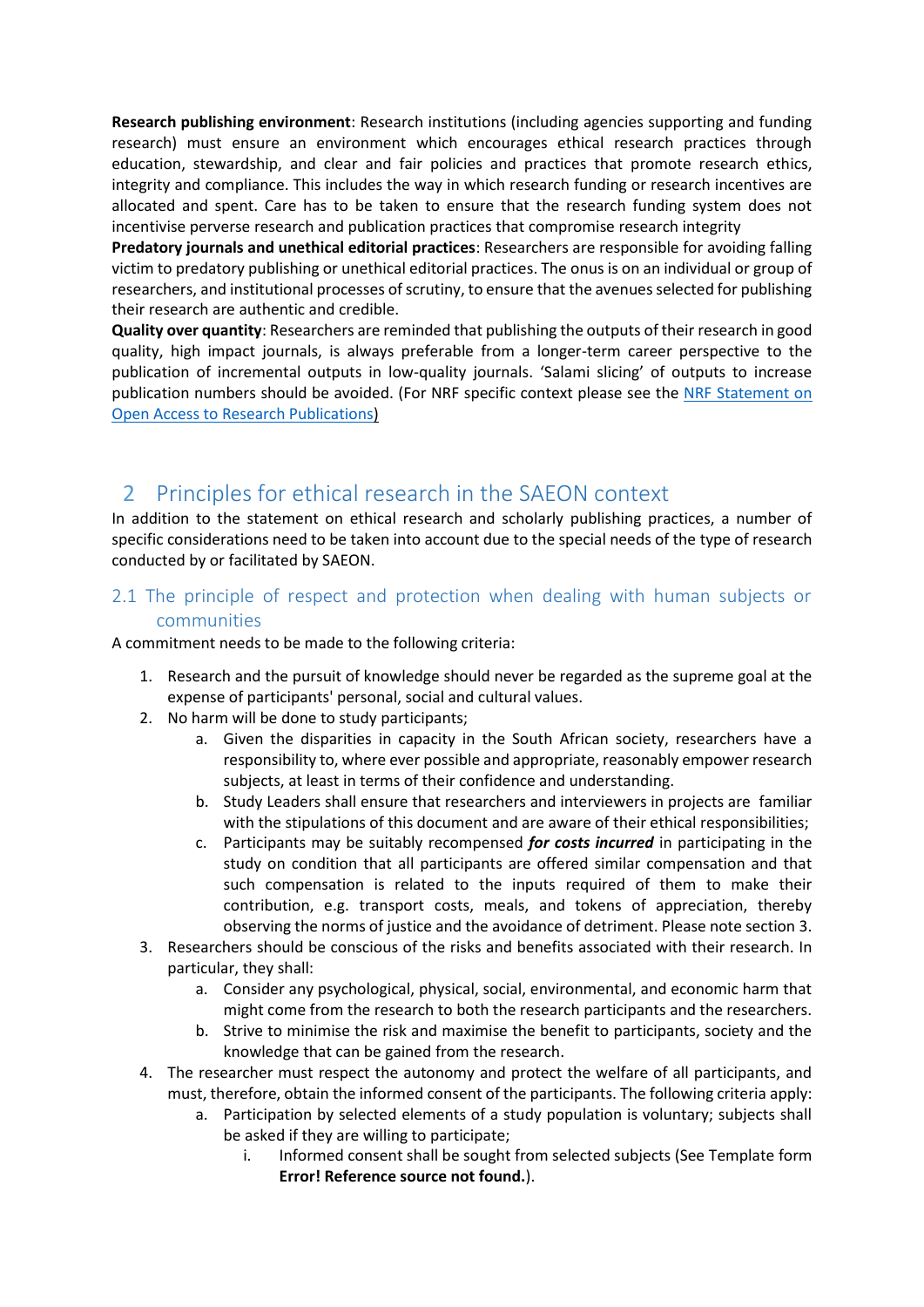**Research publishing environment**: Research institutions (including agencies supporting and funding research) must ensure an environment which encourages ethical research practices through education, stewardship, and clear and fair policies and practices that promote research ethics, integrity and compliance. This includes the way in which research funding or research incentives are allocated and spent. Care has to be taken to ensure that the research funding system does not incentivise perverse research and publication practices that compromise research integrity

**Predatory journals and unethical editorial practices**: Researchers are responsible for avoiding falling victim to predatory publishing or unethical editorial practices. The onus is on an individual or group of researchers, and institutional processes of scrutiny, to ensure that the avenues selected for publishing their research are authentic and credible.

**Quality over quantity**: Researchers are reminded that publishing the outputs of their research in good quality, high impact journals, is always preferable from a longer-term career perspective to the publication of incremental outputs in low-quality journals. 'Salami slicing' of outputs to increase publication numbers should be avoided. (For NRF specific context please see the NRF Statement on Open Access to Research Publications)

# 2 Principles for ethical research in the SAEON context

In addition to the statement on ethical research and scholarly publishing practices, a number of specific considerations need to be taken into account due to the special needs of the type of research conducted by or facilitated by SAEON.

## 2.1 The principle of respect and protection when dealing with human subjects or communities

A commitment needs to be made to the following criteria:

1. Research and the pursuit of knowledge should never be regarded as the supreme goal at the expense of participants' personal, social and cultural values.
2. No harm will be done to study participants;
   a. Given the disparities in capacity in the South African society, researchers have a responsibility to, where ever possible and appropriate, reasonably empower research subjects, at least in terms of their confidence and understanding.
   b. Study Leaders shall ensure that researchers and interviewers in projects are familiar with the stipulations of this document and are aware of their ethical responsibilities;
   c. Participants may be suitably recompensed ***for costs incurred*** in participating in the study on condition that all participants are offered similar compensation and that such compensation is related to the inputs required of them to make their contribution, e.g. transport costs, meals, and tokens of appreciation, thereby observing the norms of justice and the avoidance of detriment. Please note section 3.
3. Researchers should be conscious of the risks and benefits associated with their research. In particular, they shall:
   a. Consider any psychological, physical, social, environmental, and economic harm that might come from the research to both the research participants and the researchers.
   b. Strive to minimise the risk and maximise the benefit to participants, society and the knowledge that can be gained from the research.
4. The researcher must respect the autonomy and protect the welfare of all participants, and must, therefore, obtain the informed consent of the participants. The following criteria apply:
   a. Participation by selected elements of a study population is voluntary; subjects shall be asked if they are willing to participate;
      i. Informed consent shall be sought from selected subjects (See Template form **Error! Reference source not found.**).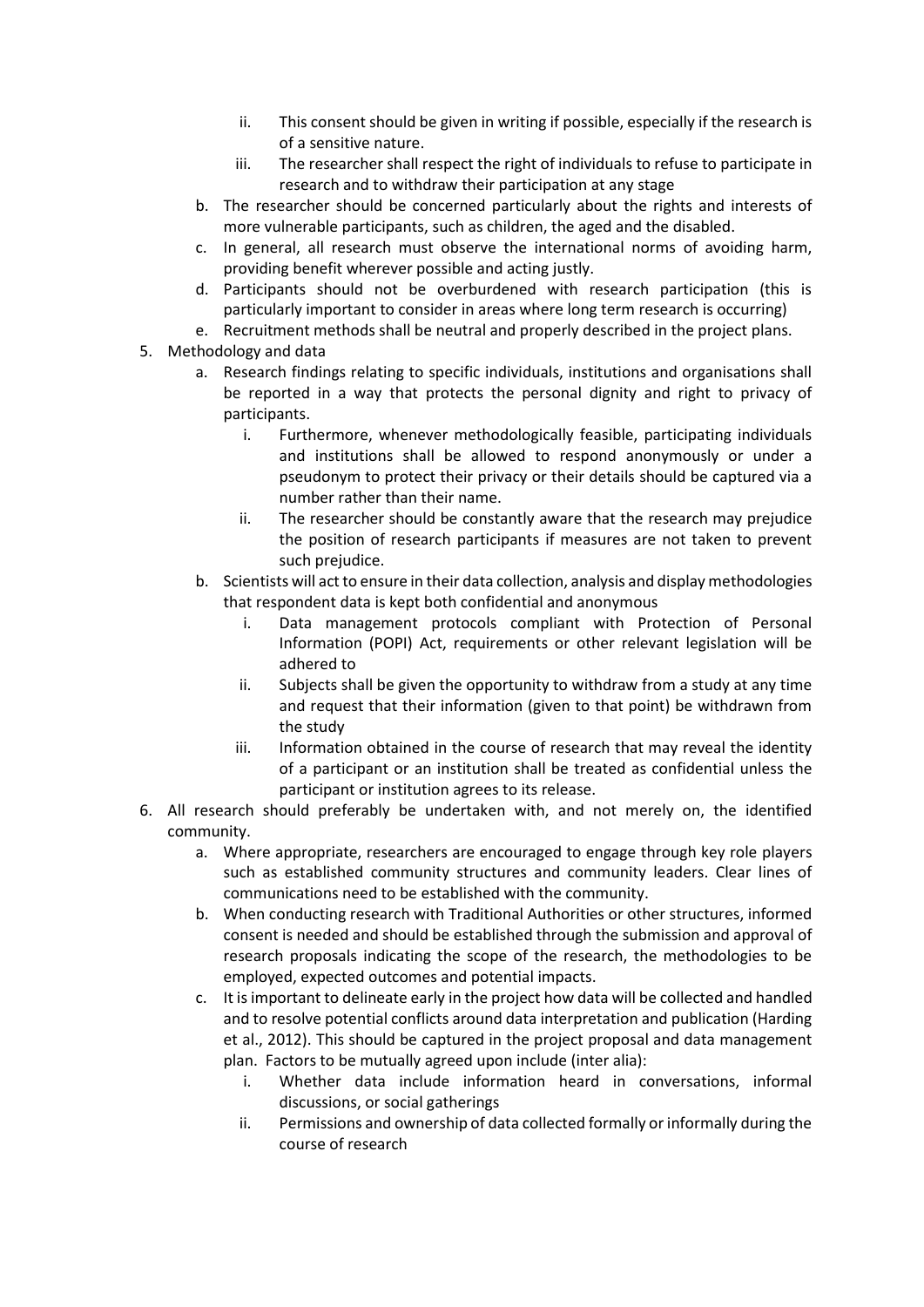- ii. This consent should be given in writing if possible, especially if the research is of a sensitive nature.
   - iii. The researcher shall respect the right of individuals to refuse to participate in research and to withdraw their participation at any stage
  - b. The researcher should be concerned particularly about the rights and interests of more vulnerable participants, such as children, the aged and the disabled.
  - c. In general, all research must observe the international norms of avoiding harm, providing benefit wherever possible and acting justly.
  - d. Participants should not be overburdened with research participation (this is particularly important to consider in areas where long term research is occurring)
  - e. Recruitment methods shall be neutral and properly described in the project plans.

5. Methodology and data
   - a. Research findings relating to specific individuals, institutions and organisations shall be reported in a way that protects the personal dignity and right to privacy of participants.
     - i. Furthermore, whenever methodologically feasible, participating individuals and institutions shall be allowed to respond anonymously or under a pseudonym to protect their privacy or their details should be captured via a number rather than their name.
     - ii. The researcher should be constantly aware that the research may prejudice the position of research participants if measures are not taken to prevent such prejudice.
   - b. Scientists will act to ensure in their data collection, analysis and display methodologies that respondent data is kept both confidential and anonymous
     - i. Data management protocols compliant with Protection of Personal Information (POPI) Act, requirements or other relevant legislation will be adhered to
     - ii. Subjects shall be given the opportunity to withdraw from a study at any time and request that their information (given to that point) be withdrawn from the study
     - iii. Information obtained in the course of research that may reveal the identity of a participant or an institution shall be treated as confidential unless the participant or institution agrees to its release.

6. All research should preferably be undertaken with, and not merely on, the identified community.
   - a. Where appropriate, researchers are encouraged to engage through key role players such as established community structures and community leaders. Clear lines of communications need to be established with the community.
   - b. When conducting research with Traditional Authorities or other structures, informed consent is needed and should be established through the submission and approval of research proposals indicating the scope of the research, the methodologies to be employed, expected outcomes and potential impacts.
   - c. It is important to delineate early in the project how data will be collected and handled and to resolve potential conflicts around data interpretation and publication (Harding et al., 2012). This should be captured in the project proposal and data management plan. Factors to be mutually agreed upon include (inter alia):
     - i. Whether data include information heard in conversations, informal discussions, or social gatherings
     - ii. Permissions and ownership of data collected formally or informally during the course of research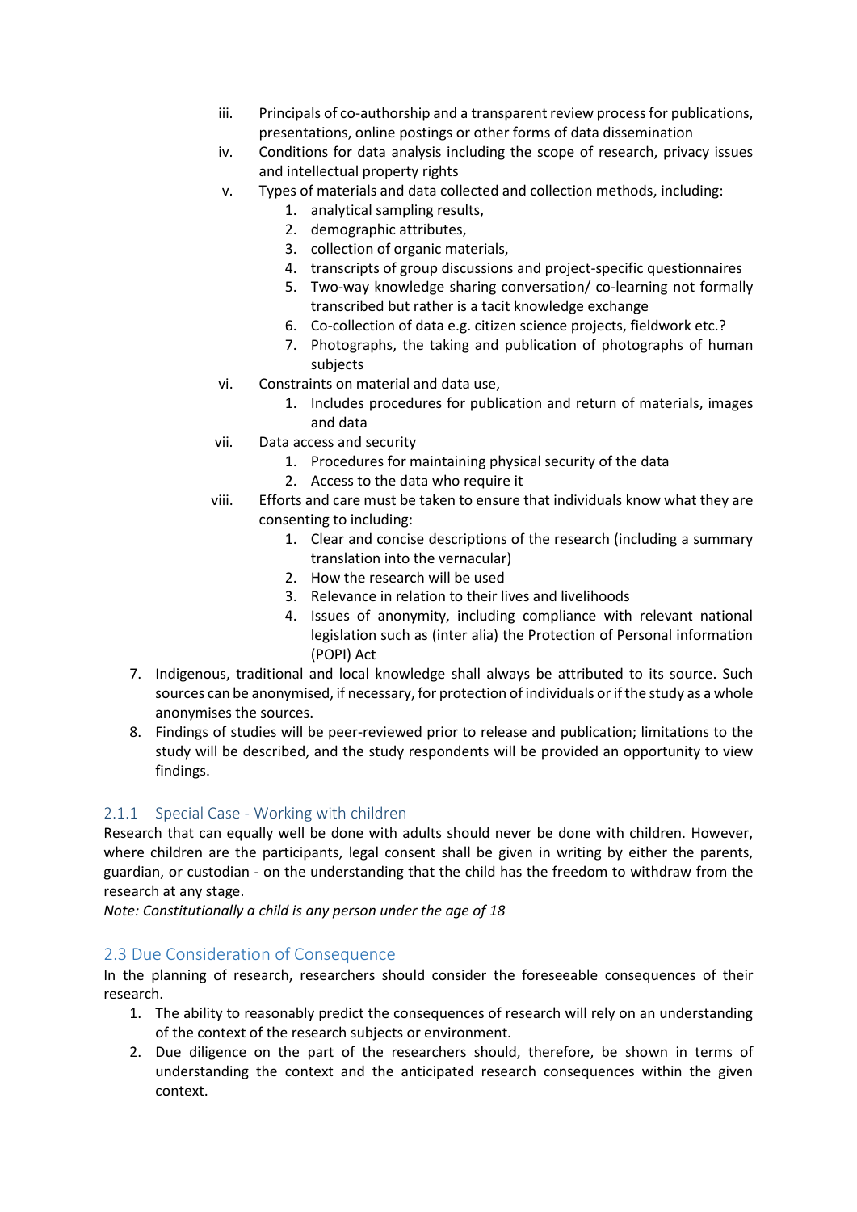iii. Principals of co-authorship and a transparent review process for publications, presentations, online postings or other forms of data dissemination

iv. Conditions for data analysis including the scope of research, privacy issues and intellectual property rights

v. Types of materials and data collected and collection methods, including:
   1. analytical sampling results,
   2. demographic attributes,
   3. collection of organic materials,
   4. transcripts of group discussions and project-specific questionnaires
   5. Two-way knowledge sharing conversation/ co-learning not formally transcribed but rather is a tacit knowledge exchange
   6. Co-collection of data e.g. citizen science projects, fieldwork etc.?
   7. Photographs, the taking and publication of photographs of human subjects

vi. Constraints on material and data use,
   1. Includes procedures for publication and return of materials, images and data

vii. Data access and security
   1. Procedures for maintaining physical security of the data
   2. Access to the data who require it

viii. Efforts and care must be taken to ensure that individuals know what they are consenting to including:
   1. Clear and concise descriptions of the research (including a summary translation into the vernacular)
   2. How the research will be used
   3. Relevance in relation to their lives and livelihoods
   4. Issues of anonymity, including compliance with relevant national legislation such as (inter alia) the Protection of Personal information (POPI) Act

7. Indigenous, traditional and local knowledge shall always be attributed to its source. Such sources can be anonymised, if necessary, for protection of individuals or if the study as a whole anonymises the sources.
8. Findings of studies will be peer-reviewed prior to release and publication; limitations to the study will be described, and the study respondents will be provided an opportunity to view findings.

### 2.1.1 Special Case - Working with children

Research that can equally well be done with adults should never be done with children. However, where children are the participants, legal consent shall be given in writing by either the parents, guardian, or custodian - on the understanding that the child has the freedom to withdraw from the research at any stage.

*Note: Constitutionally a child is any person under the age of 18*

## 2.3 Due Consideration of Consequence

In the planning of research, researchers should consider the foreseeable consequences of their research.

1. The ability to reasonably predict the consequences of research will rely on an understanding of the context of the research subjects or environment.
2. Due diligence on the part of the researchers should, therefore, be shown in terms of understanding the context and the anticipated research consequences within the given context.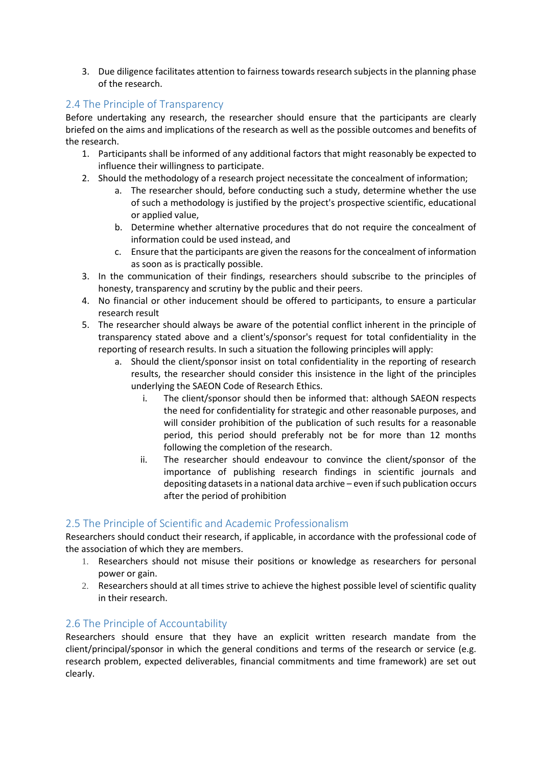3. Due diligence facilitates attention to fairness towards research subjects in the planning phase of the research.

## 2.4 The Principle of Transparency

Before undertaking any research, the researcher should ensure that the participants are clearly briefed on the aims and implications of the research as well as the possible outcomes and benefits of the research.

1. Participants shall be informed of any additional factors that might reasonably be expected to influence their willingness to participate.
2. Should the methodology of a research project necessitate the concealment of information;
   a. The researcher should, before conducting such a study, determine whether the use of such a methodology is justified by the project's prospective scientific, educational or applied value,
   b. Determine whether alternative procedures that do not require the concealment of information could be used instead, and
   c. Ensure that the participants are given the reasons for the concealment of information as soon as is practically possible.
3. In the communication of their findings, researchers should subscribe to the principles of honesty, transparency and scrutiny by the public and their peers.
4. No financial or other inducement should be offered to participants, to ensure a particular research result
5. The researcher should always be aware of the potential conflict inherent in the principle of transparency stated above and a client's/sponsor's request for total confidentiality in the reporting of research results. In such a situation the following principles will apply:
   a. Should the client/sponsor insist on total confidentiality in the reporting of research results, the researcher should consider this insistence in the light of the principles underlying the SAEON Code of Research Ethics.
      i. The client/sponsor should then be informed that: although SAEON respects the need for confidentiality for strategic and other reasonable purposes, and will consider prohibition of the publication of such results for a reasonable period, this period should preferably not be for more than 12 months following the completion of the research.
      ii. The researcher should endeavour to convince the client/sponsor of the importance of publishing research findings in scientific journals and depositing datasets in a national data archive – even if such publication occurs after the period of prohibition

## 2.5 The Principle of Scientific and Academic Professionalism

Researchers should conduct their research, if applicable, in accordance with the professional code of the association of which they are members.

1. Researchers should not misuse their positions or knowledge as researchers for personal power or gain.
2. Researchers should at all times strive to achieve the highest possible level of scientific quality in their research.

## 2.6 The Principle of Accountability

Researchers should ensure that they have an explicit written research mandate from the client/principal/sponsor in which the general conditions and terms of the research or service (e.g. research problem, expected deliverables, financial commitments and time framework) are set out clearly.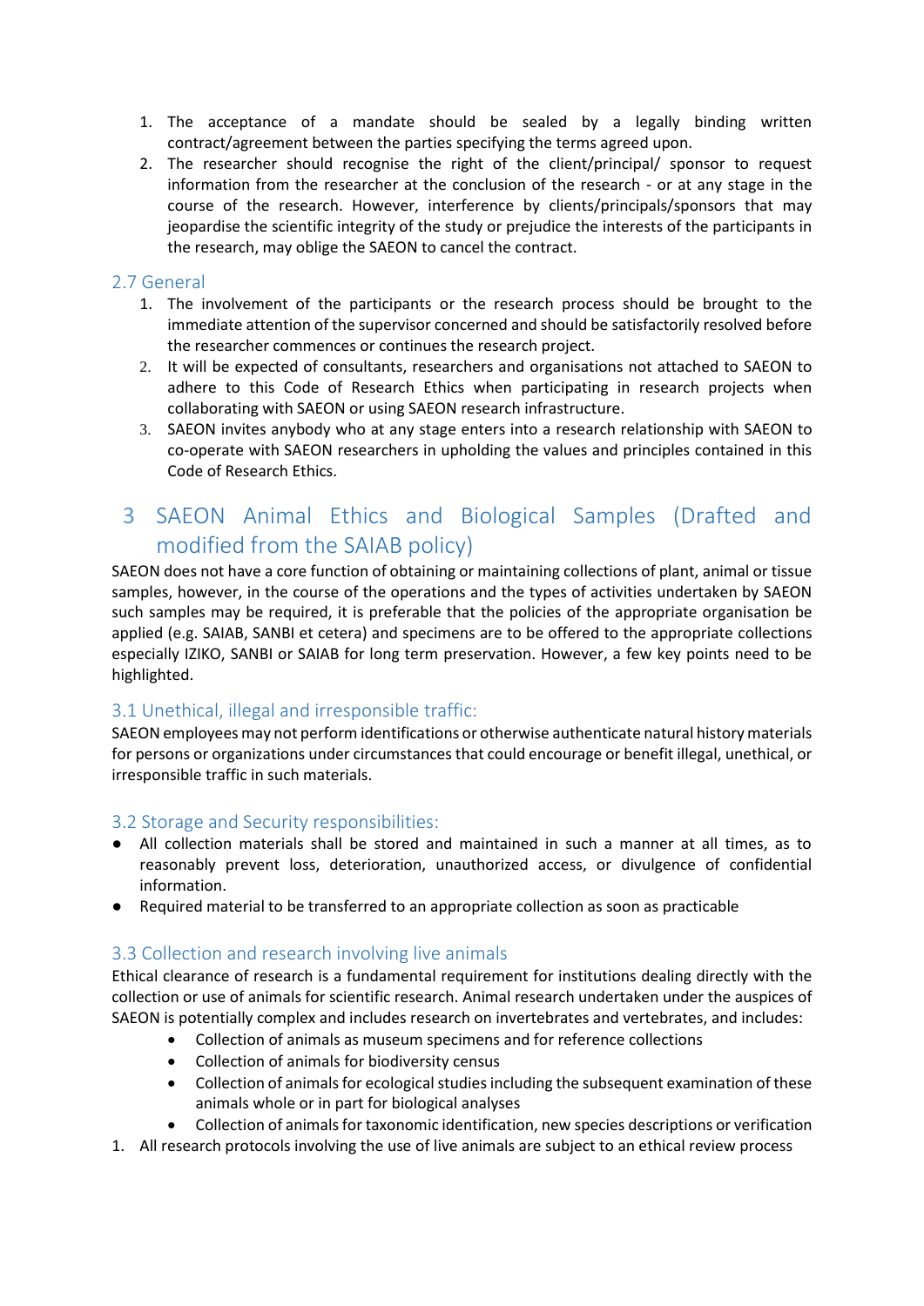1. The acceptance of a mandate should be sealed by a legally binding written contract/agreement between the parties specifying the terms agreed upon.
2. The researcher should recognise the right of the client/principal/ sponsor to request information from the researcher at the conclusion of the research - or at any stage in the course of the research. However, interference by clients/principals/sponsors that may jeopardise the scientific integrity of the study or prejudice the interests of the participants in the research, may oblige the SAEON to cancel the contract.

### 2.7 General

1. The involvement of the participants or the research process should be brought to the immediate attention of the supervisor concerned and should be satisfactorily resolved before the researcher commences or continues the research project.
2. It will be expected of consultants, researchers and organisations not attached to SAEON to adhere to this Code of Research Ethics when participating in research projects when collaborating with SAEON or using SAEON research infrastructure.
3. SAEON invites anybody who at any stage enters into a research relationship with SAEON to co-operate with SAEON researchers in upholding the values and principles contained in this Code of Research Ethics.

# 3 SAEON Animal Ethics and Biological Samples (Drafted and modified from the SAIAB policy)

SAEON does not have a core function of obtaining or maintaining collections of plant, animal or tissue samples, however, in the course of the operations and the types of activities undertaken by SAEON such samples may be required, it is preferable that the policies of the appropriate organisation be applied (e.g. SAIAB, SANBI et cetera) and specimens are to be offered to the appropriate collections especially IZIKO, SANBI or SAIAB for long term preservation. However, a few key points need to be highlighted.

### 3.1 Unethical, illegal and irresponsible traffic:

SAEON employees may not perform identifications or otherwise authenticate natural history materials for persons or organizations under circumstances that could encourage or benefit illegal, unethical, or irresponsible traffic in such materials.

### 3.2 Storage and Security responsibilities:

- All collection materials shall be stored and maintained in such a manner at all times, as to reasonably prevent loss, deterioration, unauthorized access, or divulgence of confidential information.
- Required material to be transferred to an appropriate collection as soon as practicable

### 3.3 Collection and research involving live animals

Ethical clearance of research is a fundamental requirement for institutions dealing directly with the collection or use of animals for scientific research. Animal research undertaken under the auspices of SAEON is potentially complex and includes research on invertebrates and vertebrates, and includes:

- Collection of animals as museum specimens and for reference collections
- Collection of animals for biodiversity census
- Collection of animals for ecological studies including the subsequent examination of these animals whole or in part for biological analyses
- Collection of animals for taxonomic identification, new species descriptions or verification

1. All research protocols involving the use of live animals are subject to an ethical review process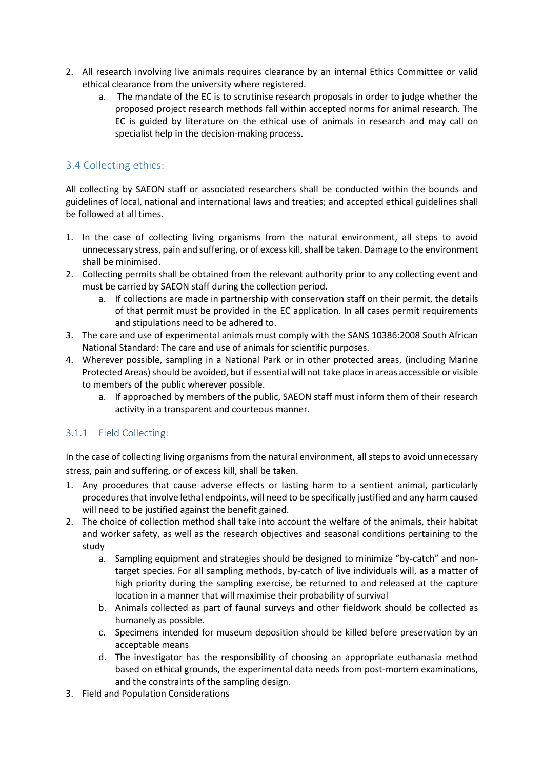2. All research involving live animals requires clearance by an internal Ethics Committee or valid ethical clearance from the university where registered.
    a. The mandate of the EC is to scrutinise research proposals in order to judge whether the proposed project research methods fall within accepted norms for animal research. The EC is guided by literature on the ethical use of animals in research and may call on specialist help in the decision-making process.

## 3.4 Collecting ethics:

All collecting by SAEON staff or associated researchers shall be conducted within the bounds and guidelines of local, national and international laws and treaties; and accepted ethical guidelines shall be followed at all times.

1. In the case of collecting living organisms from the natural environment, all steps to avoid unnecessary stress, pain and suffering, or of excess kill, shall be taken. Damage to the environment shall be minimised.
2. Collecting permits shall be obtained from the relevant authority prior to any collecting event and must be carried by SAEON staff during the collection period.
    a. If collections are made in partnership with conservation staff on their permit, the details of that permit must be provided in the EC application. In all cases permit requirements and stipulations need to be adhered to.
3. The care and use of experimental animals must comply with the SANS 10386:2008 South African National Standard: The care and use of animals for scientific purposes.
4. Wherever possible, sampling in a National Park or in other protected areas, (including Marine Protected Areas) should be avoided, but if essential will not take place in areas accessible or visible to members of the public wherever possible.
    a. If approached by members of the public, SAEON staff must inform them of their research activity in a transparent and courteous manner.

### 3.1.1 Field Collecting:

In the case of collecting living organisms from the natural environment, all steps to avoid unnecessary stress, pain and suffering, or of excess kill, shall be taken.

1. Any procedures that cause adverse effects or lasting harm to a sentient animal, particularly procedures that involve lethal endpoints, will need to be specifically justified and any harm caused will need to be justified against the benefit gained.
2. The choice of collection method shall take into account the welfare of the animals, their habitat and worker safety, as well as the research objectives and seasonal conditions pertaining to the study
    a. Sampling equipment and strategies should be designed to minimize "by-catch" and non-target species. For all sampling methods, by-catch of live individuals will, as a matter of high priority during the sampling exercise, be returned to and released at the capture location in a manner that will maximise their probability of survival
    b. Animals collected as part of faunal surveys and other fieldwork should be collected as humanely as possible.
    c. Specimens intended for museum deposition should be killed before preservation by an acceptable means
    d. The investigator has the responsibility of choosing an appropriate euthanasia method based on ethical grounds, the experimental data needs from post-mortem examinations, and the constraints of the sampling design.
3. Field and Population Considerations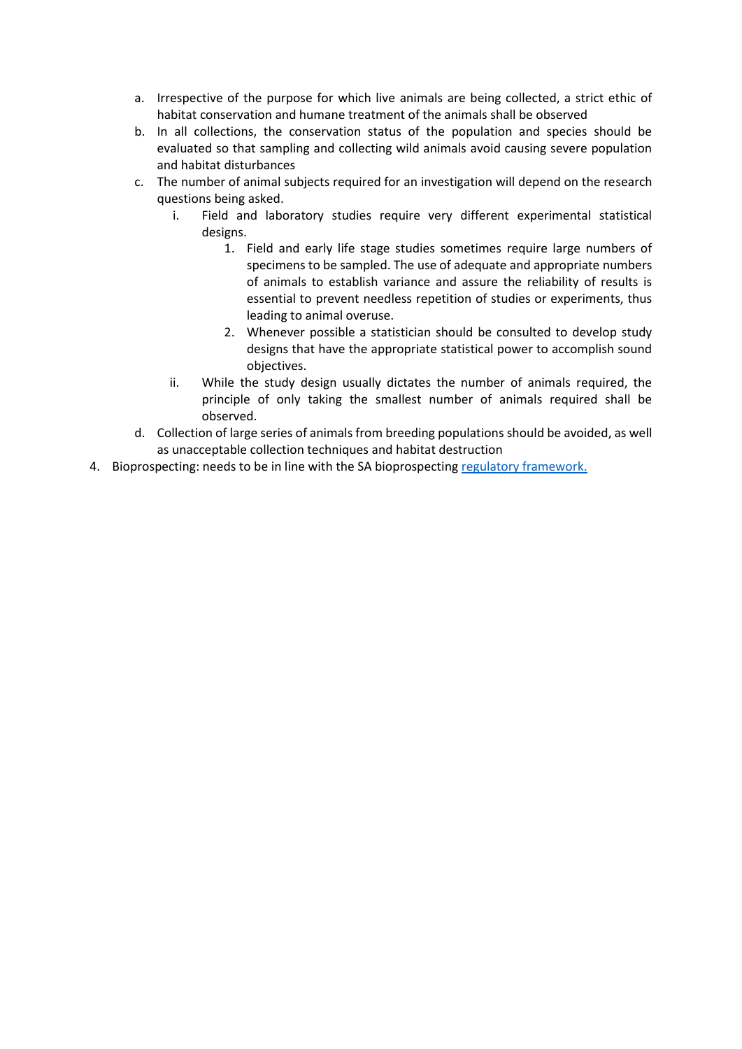a. Irrespective of the purpose for which live animals are being collected, a strict ethic of habitat conservation and humane treatment of the animals shall be observed
b. In all collections, the conservation status of the population and species should be evaluated so that sampling and collecting wild animals avoid causing severe population and habitat disturbances
c. The number of animal subjects required for an investigation will depend on the research questions being asked.
    i. Field and laboratory studies require very different experimental statistical designs.
        1. Field and early life stage studies sometimes require large numbers of specimens to be sampled. The use of adequate and appropriate numbers of animals to establish variance and assure the reliability of results is essential to prevent needless repetition of studies or experiments, thus leading to animal overuse.
        2. Whenever possible a statistician should be consulted to develop study designs that have the appropriate statistical power to accomplish sound objectives.
    ii. While the study design usually dictates the number of animals required, the principle of only taking the smallest number of animals required shall be observed.
d. Collection of large series of animals from breeding populations should be avoided, as well as unacceptable collection techniques and habitat destruction

4. Bioprospecting: needs to be in line with the SA bioprospecting regulatory framework.